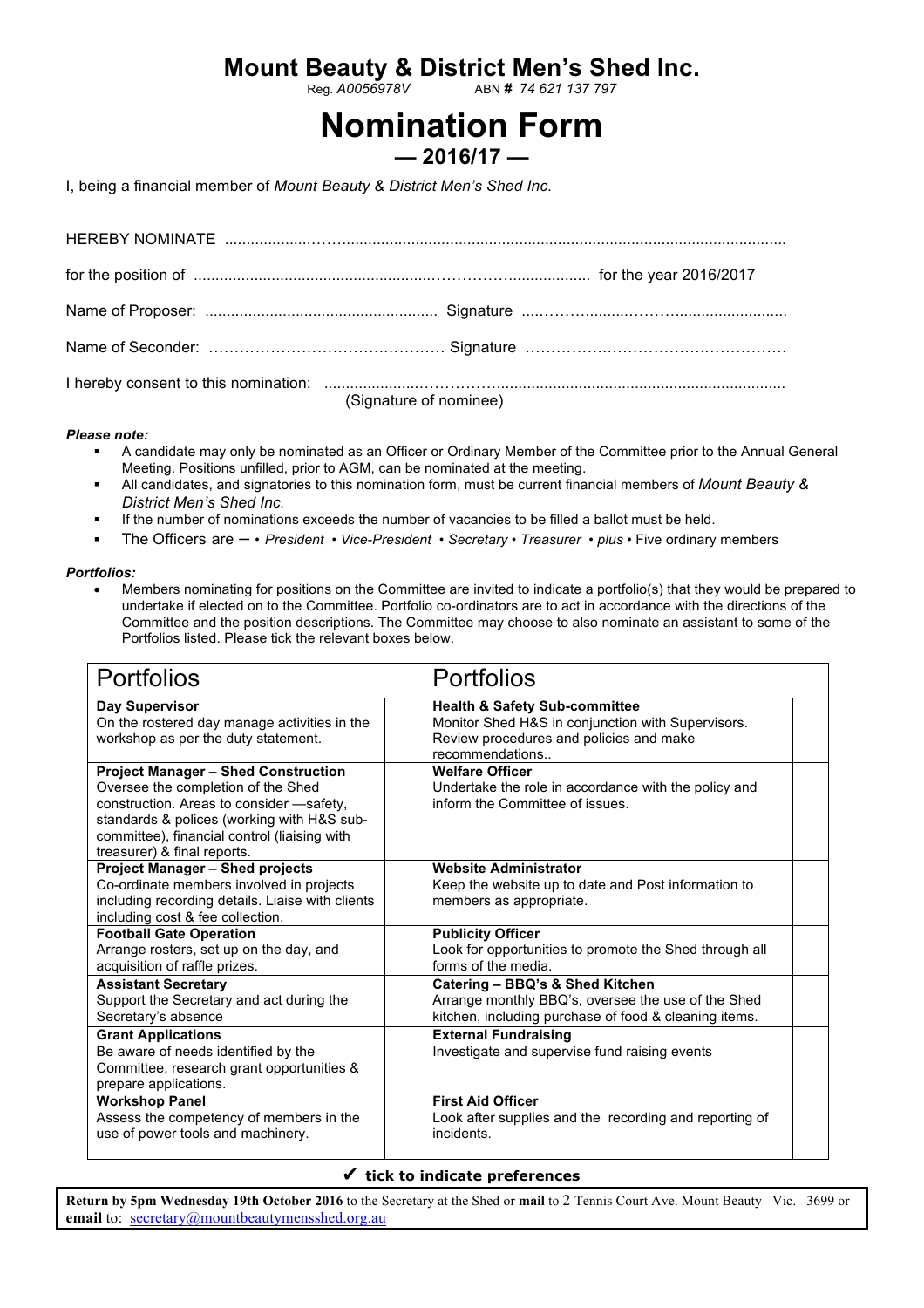# Mount Beauty & District Men's Shed Inc.

Reg. *A0056978V* ABN **#** *74 621 137 797*

# Nomination Form

## — 2016/17 —

I, being a financial member of *Mount Beauty & District Men's Shed Inc*.

HEREBY NOMINATE ..........................................................................................................................

for the position of ............................................................................ for the year 2016/2017

Name of Proposer: ...................................................... Signature ..................................................

Name of Seconder: ...................................................... Signature ..................................................

I hereby consent to this nomination: ..........................................................................................
(Signature of nominee)

***Please note:***

- A candidate may only be nominated as an Officer or Ordinary Member of the Committee prior to the Annual General Meeting. Positions unfilled, prior to AGM, can be nominated at the meeting.
- All candidates, and signatories to this nomination form, must be current financial members of *Mount Beauty & District Men's Shed Inc.*
- If the number of nominations exceeds the number of vacancies to be filled a ballot must be held.
- The Officers are – • *President* • *Vice-President* • *Secretary* • *Treasurer* • *plus* • Five ordinary members

***Portfolios:***

- Members nominating for positions on the Committee are invited to indicate a portfolio(s) that they would be prepared to undertake if elected on to the Committee. Portfolio co-ordinators are to act in accordance with the directions of the Committee and the position descriptions. The Committee may choose to also nominate an assistant to some of the Portfolios listed. Please tick the relevant boxes below.

| Portfolios | | Portfolios | |
|---|---|---|---|
| **Day Supervisor** On the rostered day manage activities in the workshop as per the duty statement. | | **Health & Safety Sub-committee** Monitor Shed H&S in conjunction with Supervisors. Review procedures and policies and make recommendations.. | |
| **Project Manager – Shed Construction** Oversee the completion of the Shed construction. Areas to consider —safety, standards & polices (working with H&S sub-committee), financial control (liaising with treasurer) & final reports. | | **Welfare Officer** Undertake the role in accordance with the policy and inform the Committee of issues. | |
| **Project Manager – Shed projects** Co-ordinate members involved in projects including recording details. Liaise with clients including cost & fee collection. | | **Website Administrator** Keep the website up to date and Post information to members as appropriate. | |
| **Football Gate Operation** Arrange rosters, set up on the day, and acquisition of raffle prizes. | | **Publicity Officer** Look for opportunities to promote the Shed through all forms of the media. | |
| **Assistant Secretary** Support the Secretary and act during the Secretary's absence | | **Catering – BBQ's & Shed Kitchen** Arrange monthly BBQ's, oversee the use of the Shed kitchen, including purchase of food & cleaning items. | |
| **Grant Applications** Be aware of needs identified by the Committee, research grant opportunities & prepare applications. | | **External Fundraising** Investigate and supervise fund raising events | |
| **Workshop Panel** Assess the competency of members in the use of power tools and machinery. | | **First Aid Officer** Look after supplies and the recording and reporting of incidents. | |

✔ **tick to indicate preferences**

**Return by 5pm Wednesday 19th October 2016** to the Secretary at the Shed or **mail** to 2 Tennis Court Ave. Mount Beauty Vic. 3699 or **email** to: secretary@mountbeautymensshed.org.au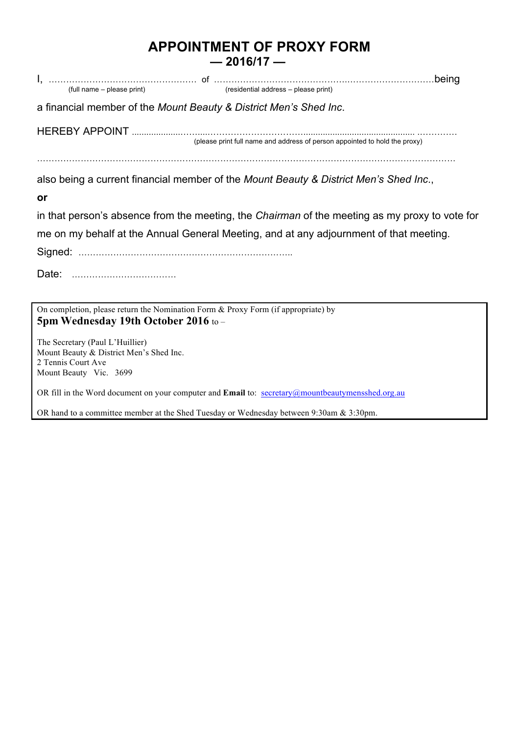# APPOINTMENT OF PROXY FORM

## — 2016/17 —

I, …………………………………………… of ……………………………………………………………………being
(full name – please print) (residential address – please print)

a financial member of the *Mount Beauty & District Men's Shed Inc*.

HEREBY APPOINT ………………………………………………………………………………………… …………
(please print full name and address of person appointed to hold the proxy)

…………………………………………………………………………………………………………………………

also being a current financial member of the *Mount Beauty & District Men's Shed Inc*.,

**or**

in that person's absence from the meeting, the *Chairman* of the meeting as my proxy to vote for me on my behalf at the Annual General Meeting, and at any adjournment of that meeting.

Signed: ………………………………………………………………..

Date: ………………………………

---

On completion, please return the Nomination Form & Proxy Form (if appropriate) by
**5pm Wednesday 19th October 2016** to –

The Secretary (Paul L'Huillier)
Mount Beauty & District Men's Shed Inc.
2 Tennis Court Ave
Mount Beauty Vic. 3699

OR fill in the Word document on your computer and **Email** to: secretary@mountbeautymensshed.org.au

OR hand to a committee member at the Shed Tuesday or Wednesday between 9:30am & 3:30pm.